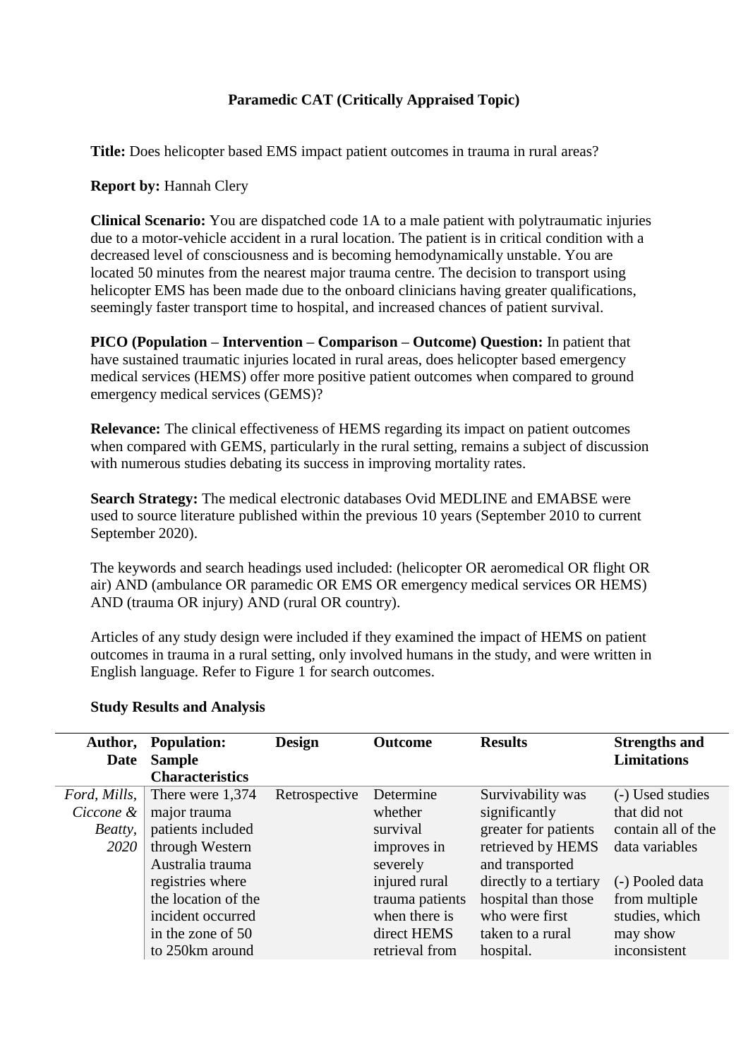**Paramedic CAT (Critically Appraised Topic)**

**Title:** Does helicopter based EMS impact patient outcomes in trauma in rural areas?

**Report by:** Hannah Clery

**Clinical Scenario:** You are dispatched code 1A to a male patient with polytraumatic injuries due to a motor-vehicle accident in a rural location. The patient is in critical condition with a decreased level of consciousness and is becoming hemodynamically unstable. You are located 50 minutes from the nearest major trauma centre. The decision to transport using helicopter EMS has been made due to the onboard clinicians having greater qualifications, seemingly faster transport time to hospital, and increased chances of patient survival.

**PICO (Population – Intervention – Comparison – Outcome) Question:** In patient that have sustained traumatic injuries located in rural areas, does helicopter based emergency medical services (HEMS) offer more positive patient outcomes when compared to ground emergency medical services (GEMS)?

**Relevance:** The clinical effectiveness of HEMS regarding its impact on patient outcomes when compared with GEMS, particularly in the rural setting, remains a subject of discussion with numerous studies debating its success in improving mortality rates.

**Search Strategy:** The medical electronic databases Ovid MEDLINE and EMABSE were used to source literature published within the previous 10 years (September 2010 to current September 2020).

The keywords and search headings used included: (helicopter OR aeromedical OR flight OR air) AND (ambulance OR paramedic OR EMS OR emergency medical services OR HEMS) AND (trauma OR injury) AND (rural OR country).

Articles of any study design were included if they examined the impact of HEMS on patient outcomes in trauma in a rural setting, only involved humans in the study, and were written in English language. Refer to Figure 1 for search outcomes.

**Study Results and Analysis**

| **Author, Date** | **Population: Sample Characteristics** | **Design** | **Outcome** | **Results** | **Strengths and Limitations** |
|---|---|---|---|---|---|
| *Ford, Mills, Ciccone & Beatty, 2020* | There were 1,374 major trauma patients included through Western Australia trauma registries where the location of the incident occurred in the zone of 50 to 250km around | Retrospective | Determine whether survival improves in severely injured rural trauma patients when there is direct HEMS retrieval from | Survivability was significantly greater for patients retrieved by HEMS and transported directly to a tertiary hospital than those who were first taken to a rural hospital. | (-) Used studies that did not contain all of the data variables<br><br>(-) Pooled data from multiple studies, which may show inconsistent |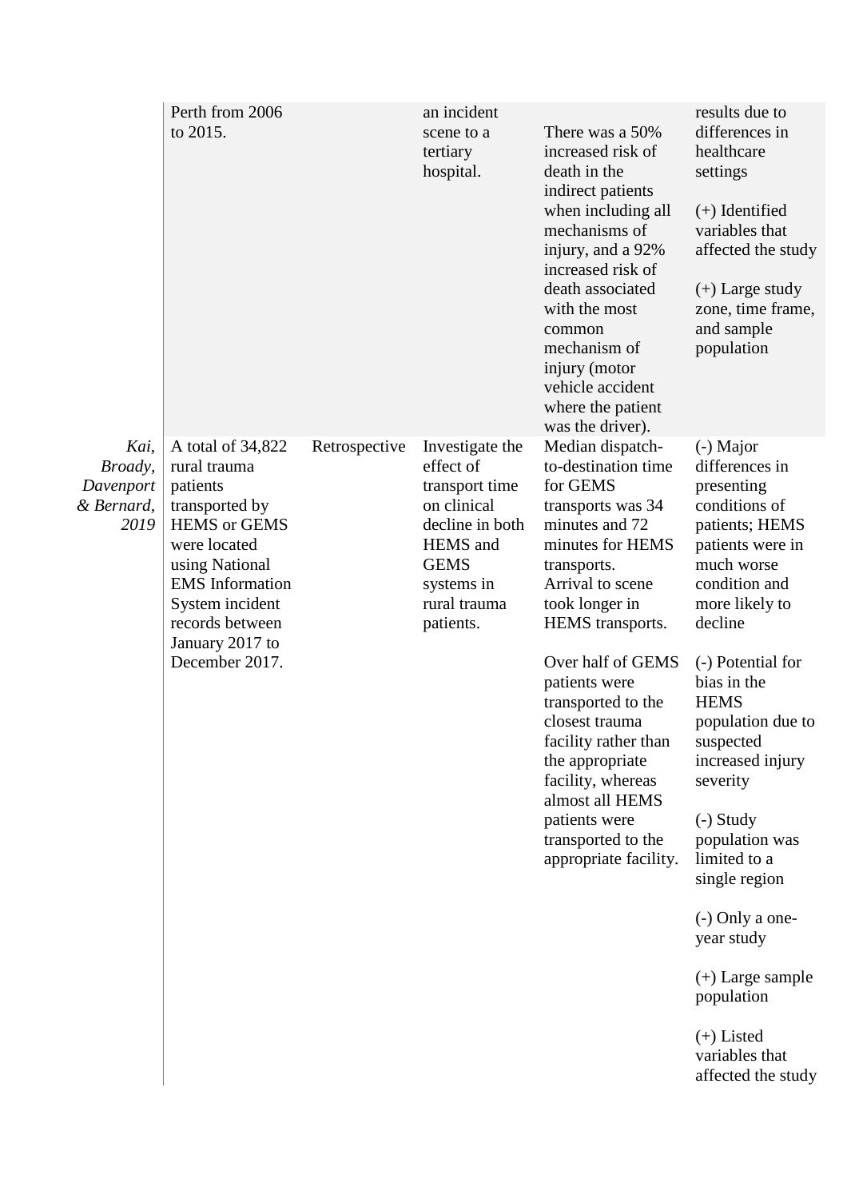|  |  |  |  |  |  |
|---|---|---|---|---|---|
|  | Perth from 2006 to 2015. |  | an incident scene to a tertiary hospital. | There was a 50% increased risk of death in the indirect patients when including all mechanisms of injury, and a 92% increased risk of death associated with the most common mechanism of injury (motor vehicle accident where the patient was the driver). | results due to differences in healthcare settings<br><br>(+) Identified variables that affected the study<br><br>(+) Large study zone, time frame, and sample population |
| *Kai, Broady, Davenport & Bernard, 2019* | A total of 34,822 rural trauma patients transported by HEMS or GEMS were located using National EMS Information System incident records between January 2017 to December 2017. | Retrospective | Investigate the effect of transport time on clinical decline in both HEMS and GEMS systems in rural trauma patients. | Median dispatch-to-destination time for GEMS transports was 34 minutes and 72 minutes for HEMS transports. Arrival to scene took longer in HEMS transports.<br><br>Over half of GEMS patients were transported to the closest trauma facility rather than the appropriate facility, whereas almost all HEMS patients were transported to the appropriate facility. | (-) Major differences in presenting conditions of patients; HEMS patients were in much worse condition and more likely to decline<br><br>(-) Potential for bias in the HEMS population due to suspected increased injury severity<br><br>(-) Study population was limited to a single region<br><br>(-) Only a one-year study<br><br>(+) Large sample population<br><br>(+) Listed variables that affected the study |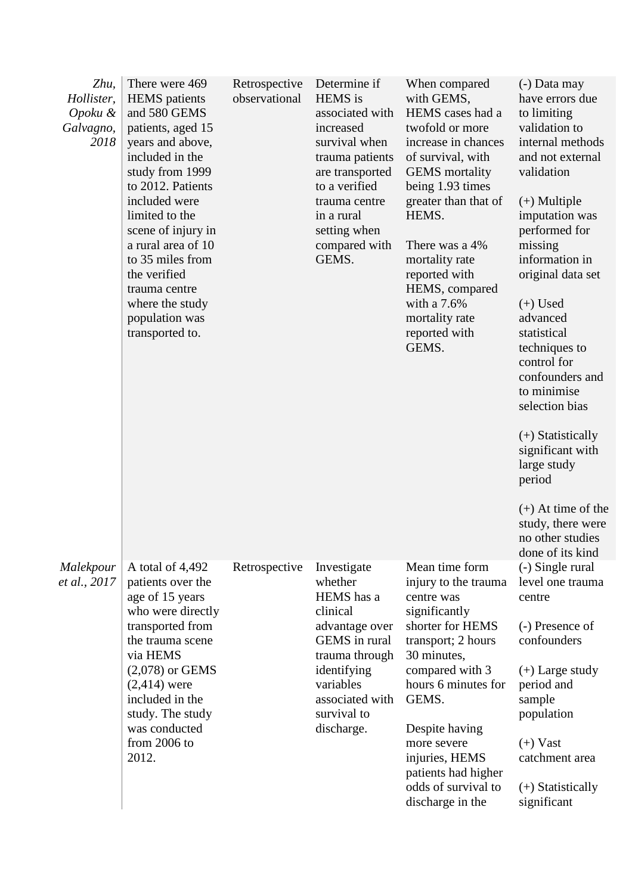| | | | | | |
|---|---|---|---|---|---|
| *Zhu, Hollister, Opoku & Galvagno, 2018* | There were 469 HEMS patients and 580 GEMS patients, aged 15 years and above, included in the study from 1999 to 2012. Patients included were limited to the scene of injury in a rural area of 10 to 35 miles from the verified trauma centre where the study population was transported to. | Retrospective observational | Determine if HEMS is associated with increased survival when trauma patients are transported to a verified trauma centre in a rural setting when compared with GEMS. | When compared with GEMS, HEMS cases had a twofold or more increase in chances of survival, with GEMS mortality being 1.93 times greater than that of HEMS.<br><br>There was a 4% mortality rate reported with HEMS, compared with a 7.6% mortality rate reported with GEMS. | (-) Data may have errors due to limiting validation to internal methods and not external validation<br><br>(+) Multiple imputation was performed for missing information in original data set<br><br>(+) Used advanced statistical techniques to control for confounders and to minimise selection bias<br><br>(+) Statistically significant with large study period<br><br>(+) At time of the study, there were no other studies done of its kind |
| *Malekpour et al., 2017* | A total of 4,492 patients over the age of 15 years who were directly transported from the trauma scene via HEMS (2,078) or GEMS (2,414) were included in the study. The study was conducted from 2006 to 2012. | Retrospective | Investigate whether HEMS has a clinical advantage over GEMS in rural trauma through identifying variables associated with survival to discharge. | Mean time form injury to the trauma centre was significantly shorter for HEMS transport; 2 hours 30 minutes, compared with 3 hours 6 minutes for GEMS.<br><br>Despite having more severe injuries, HEMS patients had higher odds of survival to discharge in the | (-) Single rural level one trauma centre<br><br>(-) Presence of confounders<br><br>(+) Large study period and sample population<br><br>(+) Vast catchment area<br><br>(+) Statistically significant |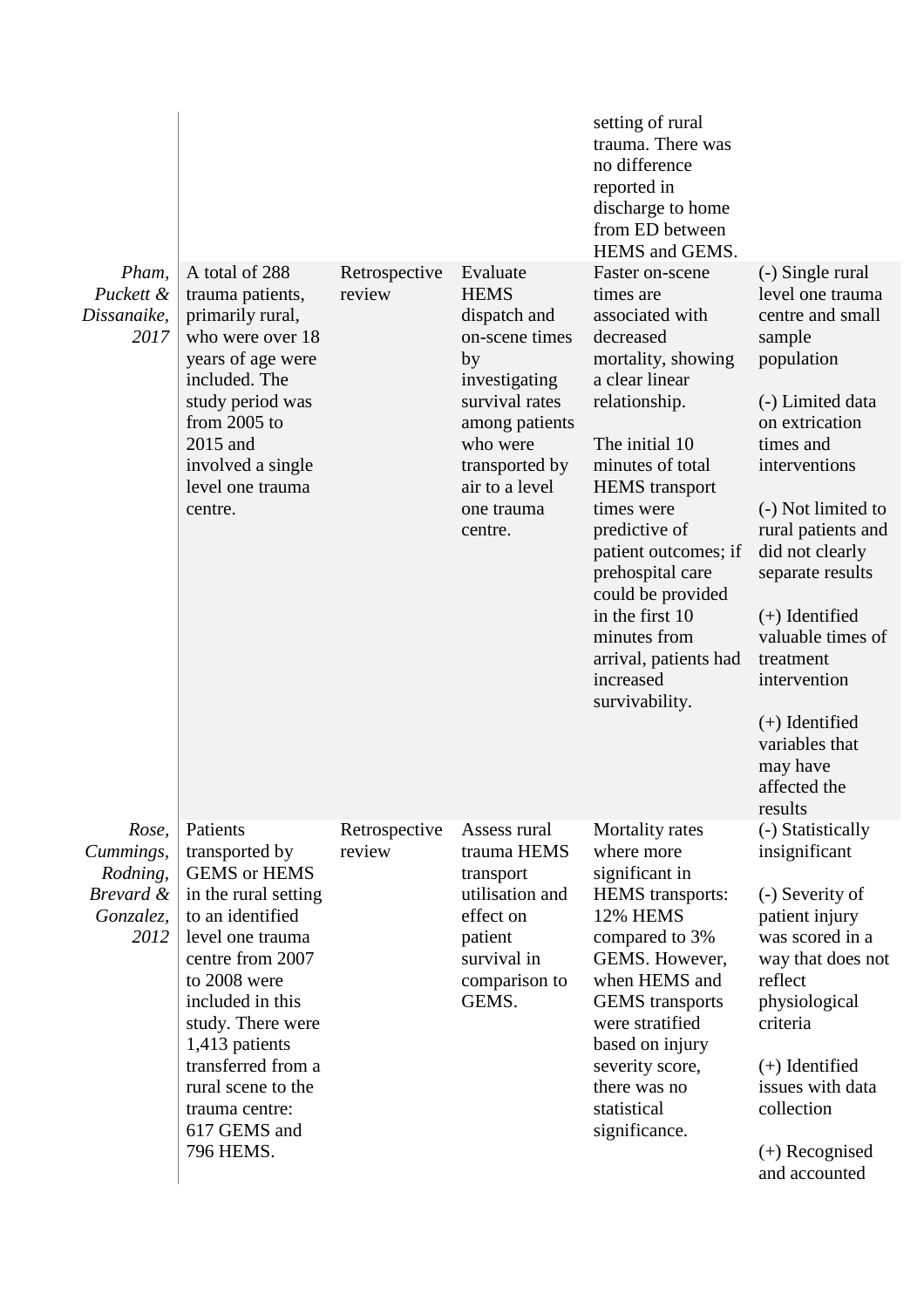| | | | | | |
|---|---|---|---|---|---|
| | | | | setting of rural trauma. There was no difference reported in discharge to home from ED between HEMS and GEMS. | |
| *Pham, Puckett & Dissanaike, 2017* | A total of 288 trauma patients, primarily rural, who were over 18 years of age were included. The study period was from 2005 to 2015 and involved a single level one trauma centre. | Retrospective review | Evaluate HEMS dispatch and on-scene times by investigating survival rates among patients who were transported by air to a level one trauma centre. | Faster on-scene times are associated with decreased mortality, showing a clear linear relationship.<br><br>The initial 10 minutes of total HEMS transport times were predictive of patient outcomes; if prehospital care could be provided in the first 10 minutes from arrival, patients had increased survivability. | (-) Single rural level one trauma centre and small sample population<br><br>(-) Limited data on extrication times and interventions<br><br>(-) Not limited to rural patients and did not clearly separate results<br><br>(+) Identified valuable times of treatment intervention<br><br>(+) Identified variables that may have affected the results |
| *Rose, Cummings, Rodning, Brevard & Gonzalez, 2012* | Patients transported by GEMS or HEMS in the rural setting to an identified level one trauma centre from 2007 to 2008 were included in this study. There were 1,413 patients transferred from a rural scene to the trauma centre: 617 GEMS and 796 HEMS. | Retrospective review | Assess rural trauma HEMS transport utilisation and effect on patient survival in comparison to GEMS. | Mortality rates where more significant in HEMS transports: 12% HEMS compared to 3% GEMS. However, when HEMS and GEMS transports were stratified based on injury severity score, there was no statistical significance. | (-) Statistically insignificant<br><br>(-) Severity of patient injury was scored in a way that does not reflect physiological criteria<br><br>(+) Identified issues with data collection<br><br>(+) Recognised and accounted |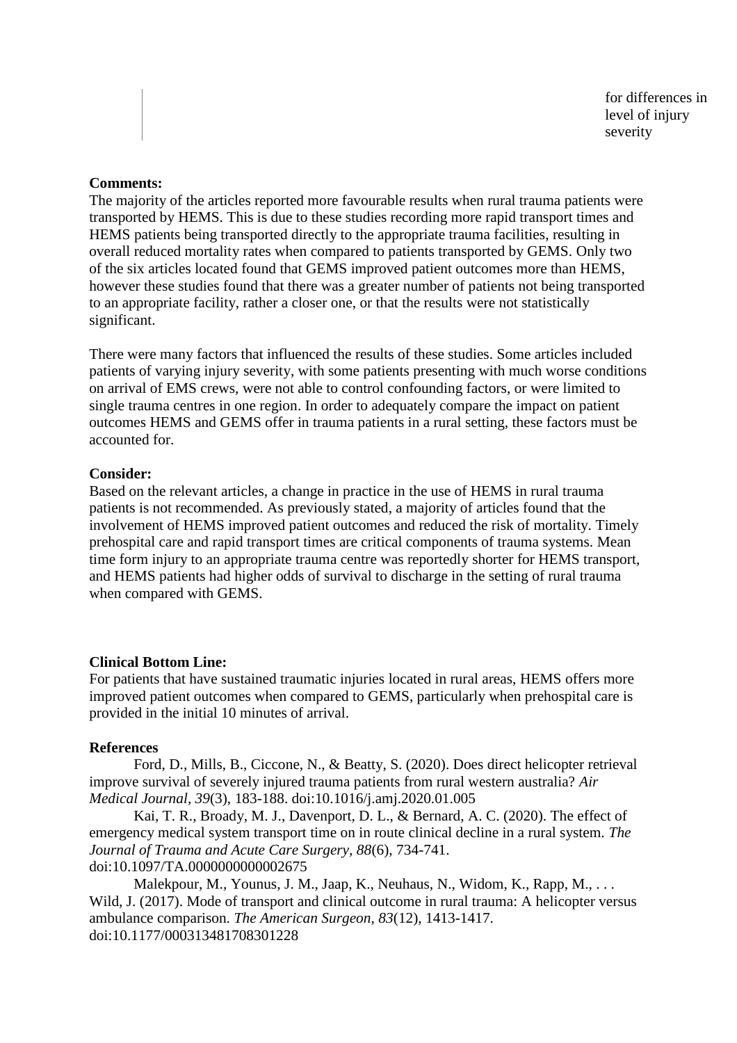|  | for differences in level of injury severity |
| --- | --- |

**Comments:**
The majority of the articles reported more favourable results when rural trauma patients were transported by HEMS. This is due to these studies recording more rapid transport times and HEMS patients being transported directly to the appropriate trauma facilities, resulting in overall reduced mortality rates when compared to patients transported by GEMS. Only two of the six articles located found that GEMS improved patient outcomes more than HEMS, however these studies found that there was a greater number of patients not being transported to an appropriate facility, rather a closer one, or that the results were not statistically significant.

There were many factors that influenced the results of these studies. Some articles included patients of varying injury severity, with some patients presenting with much worse conditions on arrival of EMS crews, were not able to control confounding factors, or were limited to single trauma centres in one region. In order to adequately compare the impact on patient outcomes HEMS and GEMS offer in trauma patients in a rural setting, these factors must be accounted for.

**Consider:**
Based on the relevant articles, a change in practice in the use of HEMS in rural trauma patients is not recommended. As previously stated, a majority of articles found that the involvement of HEMS improved patient outcomes and reduced the risk of mortality. Timely prehospital care and rapid transport times are critical components of trauma systems. Mean time form injury to an appropriate trauma centre was reportedly shorter for HEMS transport, and HEMS patients had higher odds of survival to discharge in the setting of rural trauma when compared with GEMS.

**Clinical Bottom Line:**
For patients that have sustained traumatic injuries located in rural areas, HEMS offers more improved patient outcomes when compared to GEMS, particularly when prehospital care is provided in the initial 10 minutes of arrival.

**References**

Ford, D., Mills, B., Ciccone, N., & Beatty, S. (2020). Does direct helicopter retrieval improve survival of severely injured trauma patients from rural western australia? *Air Medical Journal*, *39*(3), 183-188. doi:10.1016/j.amj.2020.01.005

Kai, T. R., Broady, M. J., Davenport, D. L., & Bernard, A. C. (2020). The effect of emergency medical system transport time on in route clinical decline in a rural system. *The Journal of Trauma and Acute Care Surgery*, *88*(6), 734-741. doi:10.1097/TA.0000000000002675

Malekpour, M., Younus, J. M., Jaap, K., Neuhaus, N., Widom, K., Rapp, M., . . . Wild, J. (2017). Mode of transport and clinical outcome in rural trauma: A helicopter versus ambulance comparison. *The American Surgeon*, *83*(12), 1413-1417. doi:10.1177/000313481708301228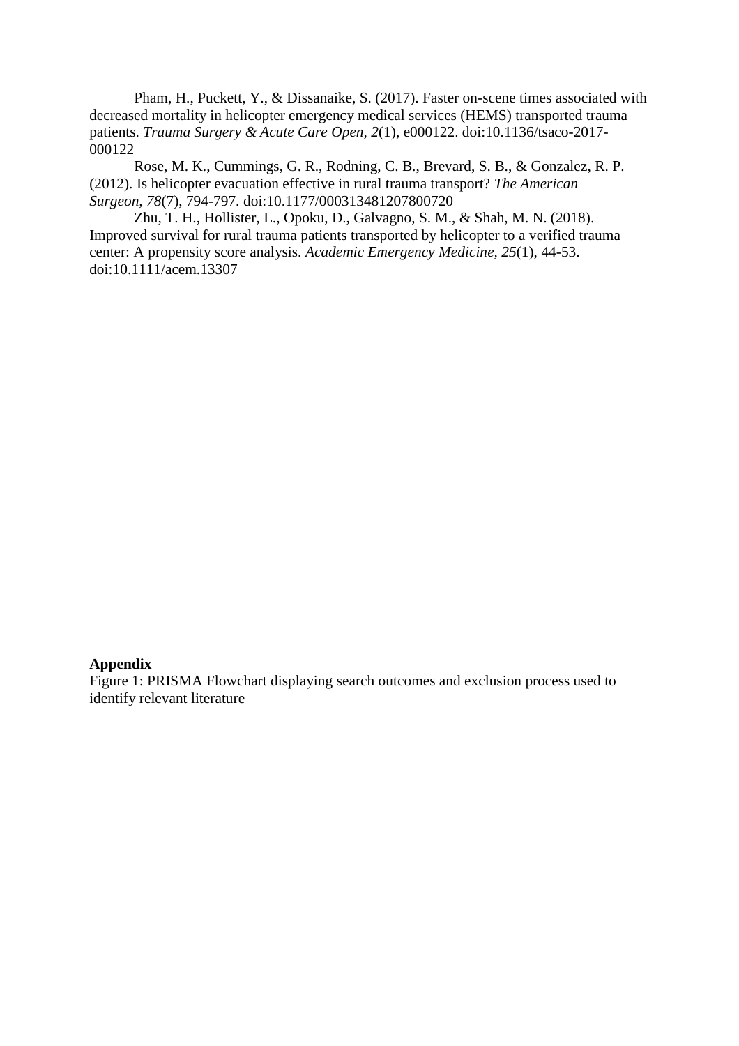Pham, H., Puckett, Y., & Dissanaike, S. (2017). Faster on-scene times associated with decreased mortality in helicopter emergency medical services (HEMS) transported trauma patients. *Trauma Surgery & Acute Care Open, 2*(1), e000122. doi:10.1136/tsaco-2017-000122

Rose, M. K., Cummings, G. R., Rodning, C. B., Brevard, S. B., & Gonzalez, R. P. (2012). Is helicopter evacuation effective in rural trauma transport? *The American Surgeon, 78*(7), 794-797. doi:10.1177/000313481207800720

Zhu, T. H., Hollister, L., Opoku, D., Galvagno, S. M., & Shah, M. N. (2018). Improved survival for rural trauma patients transported by helicopter to a verified trauma center: A propensity score analysis. *Academic Emergency Medicine, 25*(1), 44-53. doi:10.1111/acem.13307

**Appendix**

Figure 1: PRISMA Flowchart displaying search outcomes and exclusion process used to identify relevant literature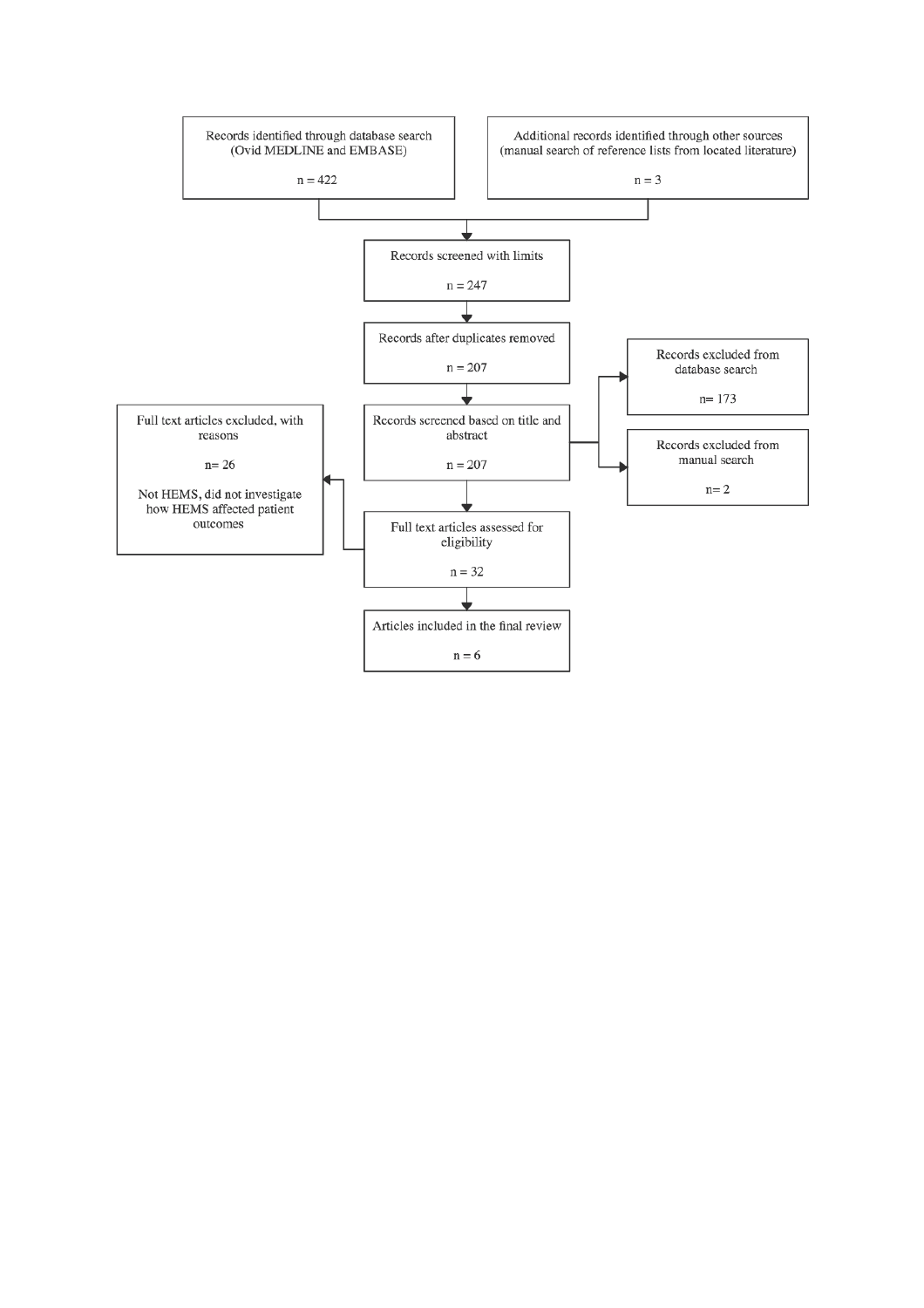Records identified through database search (Ovid MEDLINE and EMBASE)

n = 422

Additional records identified through other sources (manual search of reference lists from located literature)

n = 3

Records screened with limits

n = 247

Records after duplicates removed

n = 207

Records excluded from database search

n= 173

Records screened based on title and abstract

n = 207

Records excluded from manual search

n= 2

Full text articles excluded, with reasons

n= 26

Not HEMS, did not investigate how HEMS affected patient outcomes

Full text articles assessed for eligibility

n = 32

Articles included in the final review

n = 6